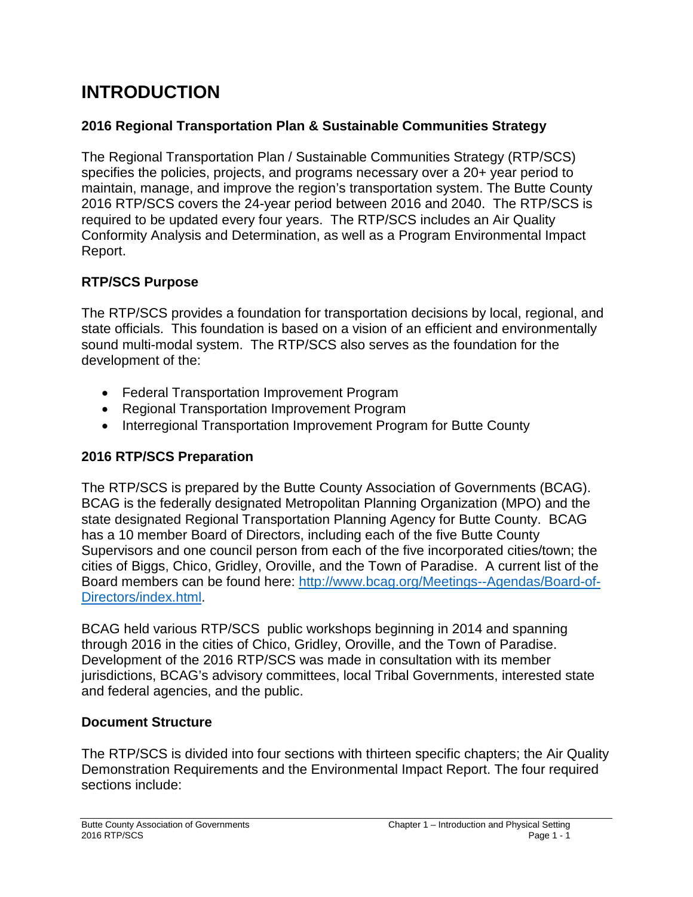# INTRODUCTION

### 2016 Regional Transportation Plan & Sustainable Communities Strategy

The Regional Transportation Plan / Sustainable Communities Strategy (RTP/SCS) specifies the policies, projects, and programs necessary over a 20+ year period to maintain, manage, and improve the region's transportation system. The Butte County 2016 RTP/SCS covers the 24-year period between 2016 and 2040. The RTP/SCS is required to be updated every four years. The RTP/SCS includes an Air Quality Conformity Analysis and Determination, as well as a Program Environmental Impact Report.

### RTP/SCS Purpose

The RTP/SCS provides a foundation for transportation decisions by local, regional, and state officials. This foundation is based on a vision of an efficient and environmentally sound multi-modal system. The RTP/SCS also serves as the foundation for the development of the:

- Federal Transportation Improvement Program
- Regional Transportation Improvement Program
- Interregional Transportation Improvement Program for Butte County

### 2016 RTP/SCS Preparation

The RTP/SCS is prepared by the Butte County Association of Governments (BCAG). BCAG is the federally designated Metropolitan Planning Organization (MPO) and the state designated Regional Transportation Planning Agency for Butte County. BCAG has a 10 member Board of Directors, including each of the five Butte County Supervisors and one council person from each of the five incorporated cities/town; the cities of Biggs, Chico, Gridley, Oroville, and the Town of Paradise. A current list of the Board members can be found here: [http://www.bcag.org/Meetings--Agendas/Board-of-Directors/index.html](http://www.bcag.org/Meetings--Agendas/Board-of-Directors/index.html).

BCAG held various RTP/SCS public workshops beginning in 2014 and spanning through 2016 in the cities of Chico, Gridley, Oroville, and the Town of Paradise. Development of the 2016 RTP/SCS was made in consultation with its member jurisdictions, BCAG's advisory committees, local Tribal Governments, interested state and federal agencies, and the public.

### Document Structure

The RTP/SCS is divided into four sections with thirteen specific chapters; the Air Quality Demonstration Requirements and the Environmental Impact Report. The four required sections include: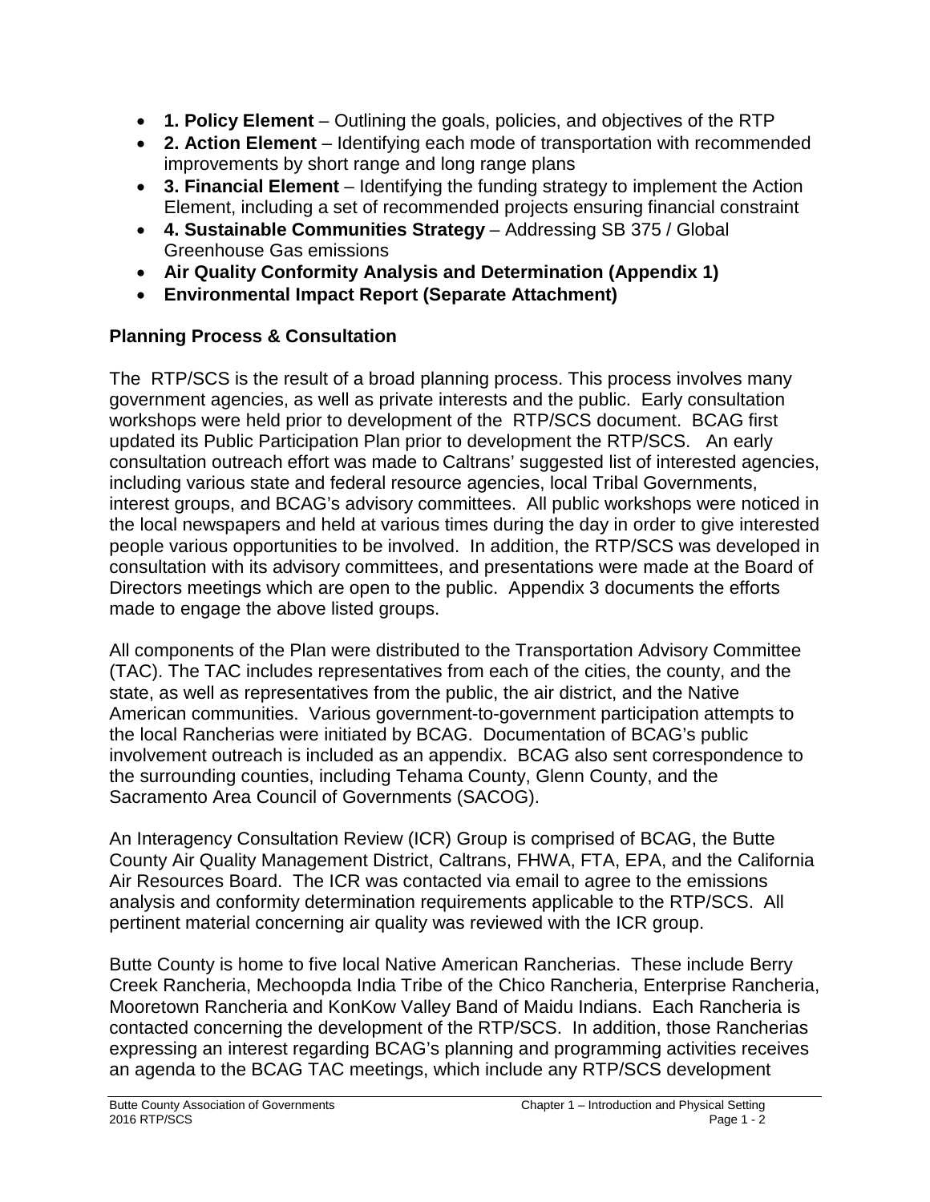- **1. Policy Element** – Outlining the goals, policies, and objectives of the RTP
- **2. Action Element** – Identifying each mode of transportation with recommended improvements by short range and long range plans
- **3. Financial Element** – Identifying the funding strategy to implement the Action Element, including a set of recommended projects ensuring financial constraint
- **4. Sustainable Communities Strategy** – Addressing SB 375 / Global Greenhouse Gas emissions
- **Air Quality Conformity Analysis and Determination (Appendix 1)**
- **Environmental Impact Report (Separate Attachment)**

### Planning Process & Consultation

The RTP/SCS is the result of a broad planning process. This process involves many government agencies, as well as private interests and the public. Early consultation workshops were held prior to development of the RTP/SCS document. BCAG first updated its Public Participation Plan prior to development the RTP/SCS. An early consultation outreach effort was made to Caltrans' suggested list of interested agencies, including various state and federal resource agencies, local Tribal Governments, interest groups, and BCAG's advisory committees. All public workshops were noticed in the local newspapers and held at various times during the day in order to give interested people various opportunities to be involved. In addition, the RTP/SCS was developed in consultation with its advisory committees, and presentations were made at the Board of Directors meetings which are open to the public. Appendix 3 documents the efforts made to engage the above listed groups.

All components of the Plan were distributed to the Transportation Advisory Committee (TAC). The TAC includes representatives from each of the cities, the county, and the state, as well as representatives from the public, the air district, and the Native American communities. Various government-to-government participation attempts to the local Rancherias were initiated by BCAG. Documentation of BCAG's public involvement outreach is included as an appendix. BCAG also sent correspondence to the surrounding counties, including Tehama County, Glenn County, and the Sacramento Area Council of Governments (SACOG).

An Interagency Consultation Review (ICR) Group is comprised of BCAG, the Butte County Air Quality Management District, Caltrans, FHWA, FTA, EPA, and the California Air Resources Board. The ICR was contacted via email to agree to the emissions analysis and conformity determination requirements applicable to the RTP/SCS. All pertinent material concerning air quality was reviewed with the ICR group.

Butte County is home to five local Native American Rancherias. These include Berry Creek Rancheria, Mechoopda India Tribe of the Chico Rancheria, Enterprise Rancheria, Mooretown Rancheria and KonKow Valley Band of Maidu Indians. Each Rancheria is contacted concerning the development of the RTP/SCS. In addition, those Rancherias expressing an interest regarding BCAG's planning and programming activities receives an agenda to the BCAG TAC meetings, which include any RTP/SCS development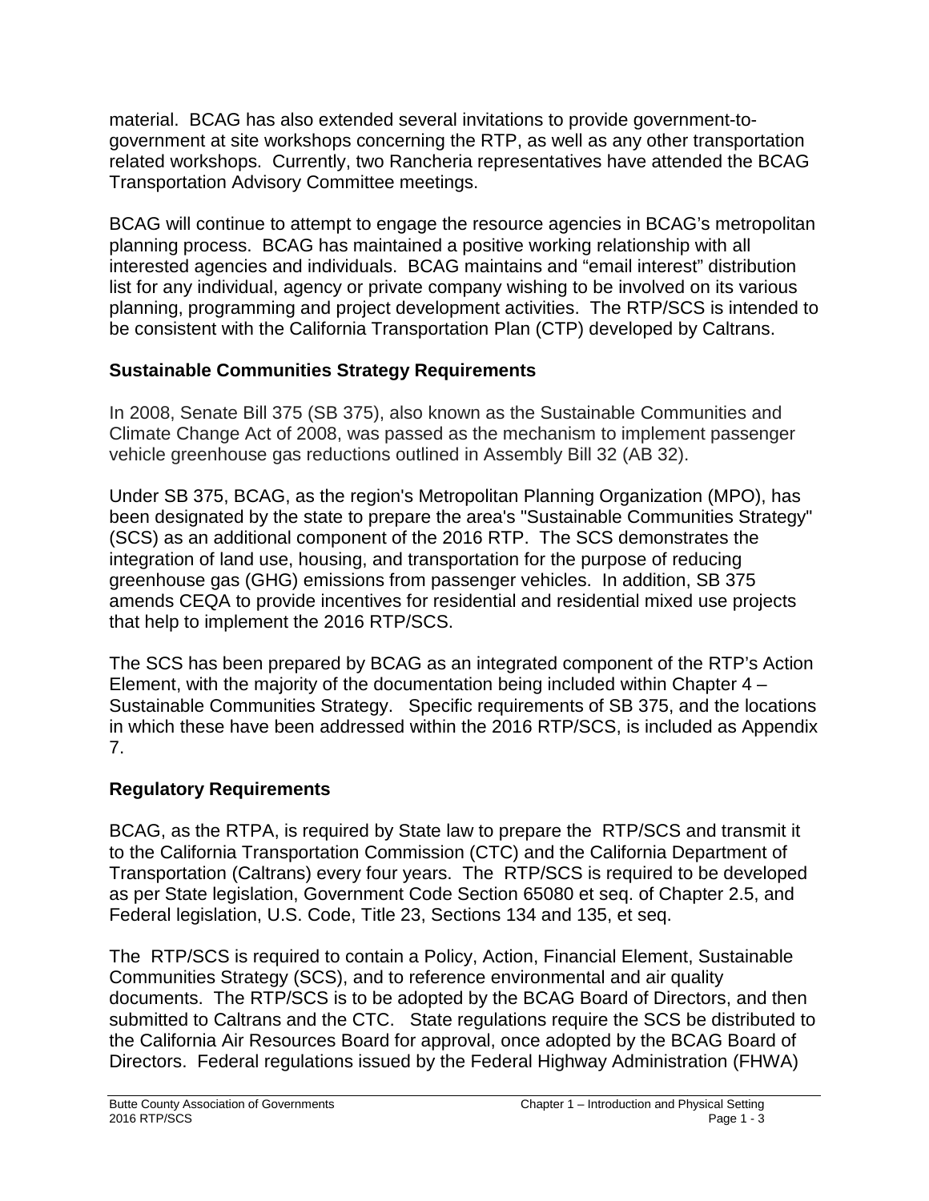material. BCAG has also extended several invitations to provide government-to-government at site workshops concerning the RTP, as well as any other transportation related workshops. Currently, two Rancheria representatives have attended the BCAG Transportation Advisory Committee meetings.

BCAG will continue to attempt to engage the resource agencies in BCAG's metropolitan planning process. BCAG has maintained a positive working relationship with all interested agencies and individuals. BCAG maintains and "email interest" distribution list for any individual, agency or private company wishing to be involved on its various planning, programming and project development activities. The RTP/SCS is intended to be consistent with the California Transportation Plan (CTP) developed by Caltrans.

## Sustainable Communities Strategy Requirements

In 2008, Senate Bill 375 (SB 375), also known as the Sustainable Communities and Climate Change Act of 2008, was passed as the mechanism to implement passenger vehicle greenhouse gas reductions outlined in Assembly Bill 32 (AB 32).

Under SB 375, BCAG, as the region's Metropolitan Planning Organization (MPO), has been designated by the state to prepare the area's "Sustainable Communities Strategy" (SCS) as an additional component of the 2016 RTP. The SCS demonstrates the integration of land use, housing, and transportation for the purpose of reducing greenhouse gas (GHG) emissions from passenger vehicles. In addition, SB 375 amends CEQA to provide incentives for residential and residential mixed use projects that help to implement the 2016 RTP/SCS.

The SCS has been prepared by BCAG as an integrated component of the RTP's Action Element, with the majority of the documentation being included within Chapter 4 – Sustainable Communities Strategy. Specific requirements of SB 375, and the locations in which these have been addressed within the 2016 RTP/SCS, is included as Appendix 7.

## Regulatory Requirements

BCAG, as the RTPA, is required by State law to prepare the RTP/SCS and transmit it to the California Transportation Commission (CTC) and the California Department of Transportation (Caltrans) every four years. The RTP/SCS is required to be developed as per State legislation, Government Code Section 65080 et seq. of Chapter 2.5, and Federal legislation, U.S. Code, Title 23, Sections 134 and 135, et seq.

The RTP/SCS is required to contain a Policy, Action, Financial Element, Sustainable Communities Strategy (SCS), and to reference environmental and air quality documents. The RTP/SCS is to be adopted by the BCAG Board of Directors, and then submitted to Caltrans and the CTC. State regulations require the SCS be distributed to the California Air Resources Board for approval, once adopted by the BCAG Board of Directors. Federal regulations issued by the Federal Highway Administration (FHWA)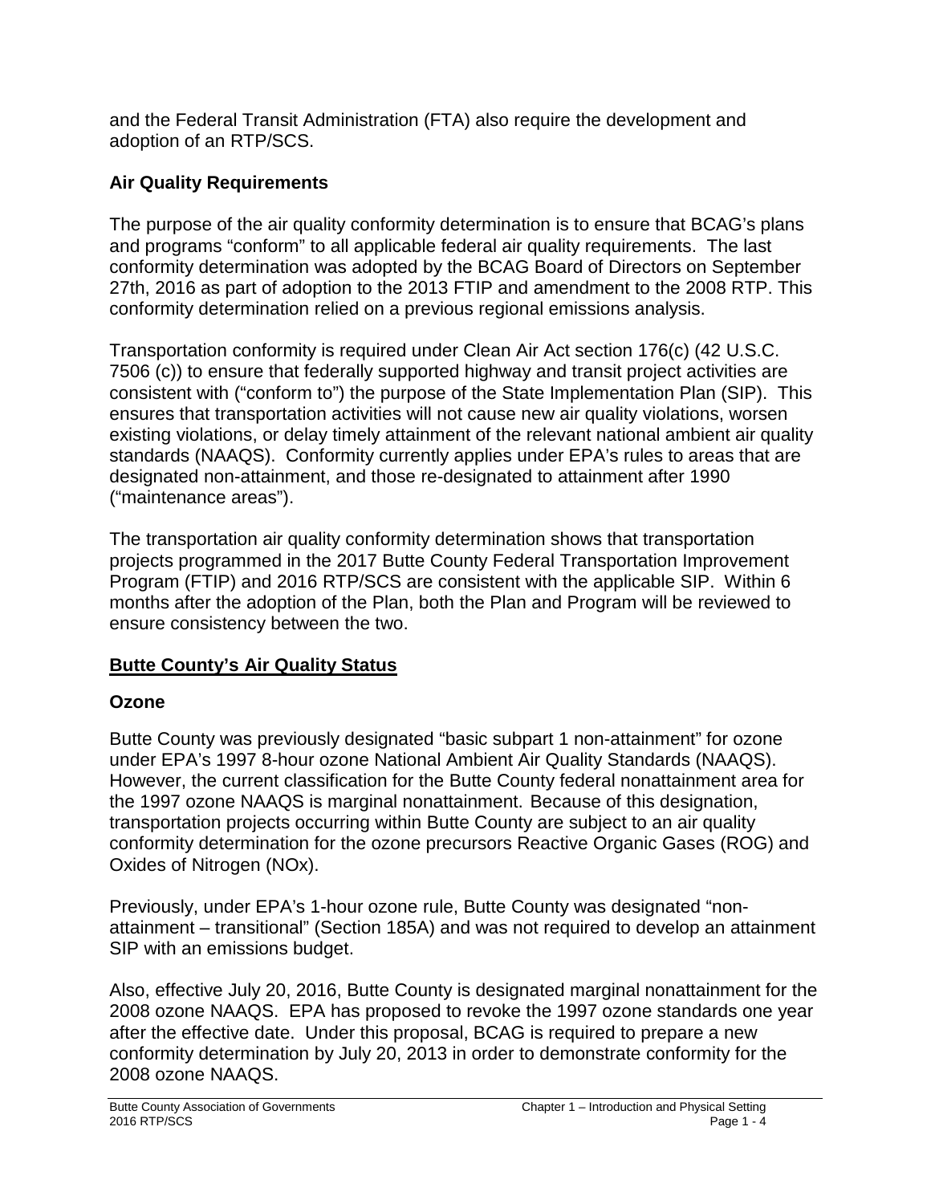and the Federal Transit Administration (FTA) also require the development and adoption of an RTP/SCS.

### Air Quality Requirements

The purpose of the air quality conformity determination is to ensure that BCAG's plans and programs "conform" to all applicable federal air quality requirements. The last conformity determination was adopted by the BCAG Board of Directors on September 27th, 2016 as part of adoption to the 2013 FTIP and amendment to the 2008 RTP. This conformity determination relied on a previous regional emissions analysis.

Transportation conformity is required under Clean Air Act section 176(c) (42 U.S.C. 7506 (c)) to ensure that federally supported highway and transit project activities are consistent with ("conform to") the purpose of the State Implementation Plan (SIP). This ensures that transportation activities will not cause new air quality violations, worsen existing violations, or delay timely attainment of the relevant national ambient air quality standards (NAAQS). Conformity currently applies under EPA's rules to areas that are designated non-attainment, and those re-designated to attainment after 1990 ("maintenance areas").

The transportation air quality conformity determination shows that transportation projects programmed in the 2017 Butte County Federal Transportation Improvement Program (FTIP) and 2016 RTP/SCS are consistent with the applicable SIP. Within 6 months after the adoption of the Plan, both the Plan and Program will be reviewed to ensure consistency between the two.

## Butte County's Air Quality Status

### Ozone

Butte County was previously designated "basic subpart 1 non-attainment" for ozone under EPA's 1997 8-hour ozone National Ambient Air Quality Standards (NAAQS). However, the current classification for the Butte County federal nonattainment area for the 1997 ozone NAAQS is marginal nonattainment. Because of this designation, transportation projects occurring within Butte County are subject to an air quality conformity determination for the ozone precursors Reactive Organic Gases (ROG) and Oxides of Nitrogen (NOx).

Previously, under EPA's 1-hour ozone rule, Butte County was designated "non-attainment – transitional" (Section 185A) and was not required to develop an attainment SIP with an emissions budget.

Also, effective July 20, 2016, Butte County is designated marginal nonattainment for the 2008 ozone NAAQS. EPA has proposed to revoke the 1997 ozone standards one year after the effective date. Under this proposal, BCAG is required to prepare a new conformity determination by July 20, 2013 in order to demonstrate conformity for the 2008 ozone NAAQS.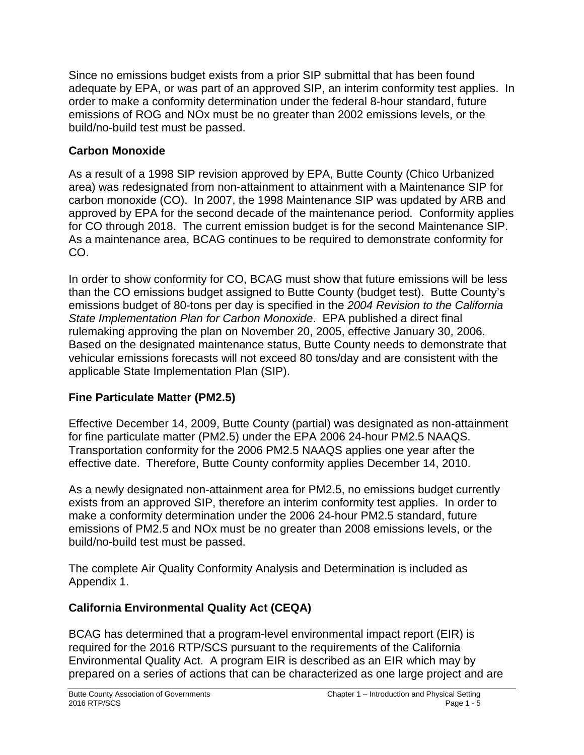Since no emissions budget exists from a prior SIP submittal that has been found adequate by EPA, or was part of an approved SIP, an interim conformity test applies. In order to make a conformity determination under the federal 8-hour standard, future emissions of ROG and NOx must be no greater than 2002 emissions levels, or the build/no-build test must be passed.

## Carbon Monoxide

As a result of a 1998 SIP revision approved by EPA, Butte County (Chico Urbanized area) was redesignated from non-attainment to attainment with a Maintenance SIP for carbon monoxide (CO). In 2007, the 1998 Maintenance SIP was updated by ARB and approved by EPA for the second decade of the maintenance period. Conformity applies for CO through 2018. The current emission budget is for the second Maintenance SIP. As a maintenance area, BCAG continues to be required to demonstrate conformity for CO.

In order to show conformity for CO, BCAG must show that future emissions will be less than the CO emissions budget assigned to Butte County (budget test). Butte County's emissions budget of 80-tons per day is specified in the *2004 Revision to the California State Implementation Plan for Carbon Monoxide*. EPA published a direct final rulemaking approving the plan on November 20, 2005, effective January 30, 2006. Based on the designated maintenance status, Butte County needs to demonstrate that vehicular emissions forecasts will not exceed 80 tons/day and are consistent with the applicable State Implementation Plan (SIP).

## Fine Particulate Matter (PM2.5)

Effective December 14, 2009, Butte County (partial) was designated as non-attainment for fine particulate matter (PM2.5) under the EPA 2006 24-hour PM2.5 NAAQS. Transportation conformity for the 2006 PM2.5 NAAQS applies one year after the effective date. Therefore, Butte County conformity applies December 14, 2010.

As a newly designated non-attainment area for PM2.5, no emissions budget currently exists from an approved SIP, therefore an interim conformity test applies. In order to make a conformity determination under the 2006 24-hour PM2.5 standard, future emissions of PM2.5 and NOx must be no greater than 2008 emissions levels, or the build/no-build test must be passed.

The complete Air Quality Conformity Analysis and Determination is included as Appendix 1.

## California Environmental Quality Act (CEQA)

BCAG has determined that a program-level environmental impact report (EIR) is required for the 2016 RTP/SCS pursuant to the requirements of the California Environmental Quality Act. A program EIR is described as an EIR which may by prepared on a series of actions that can be characterized as one large project and are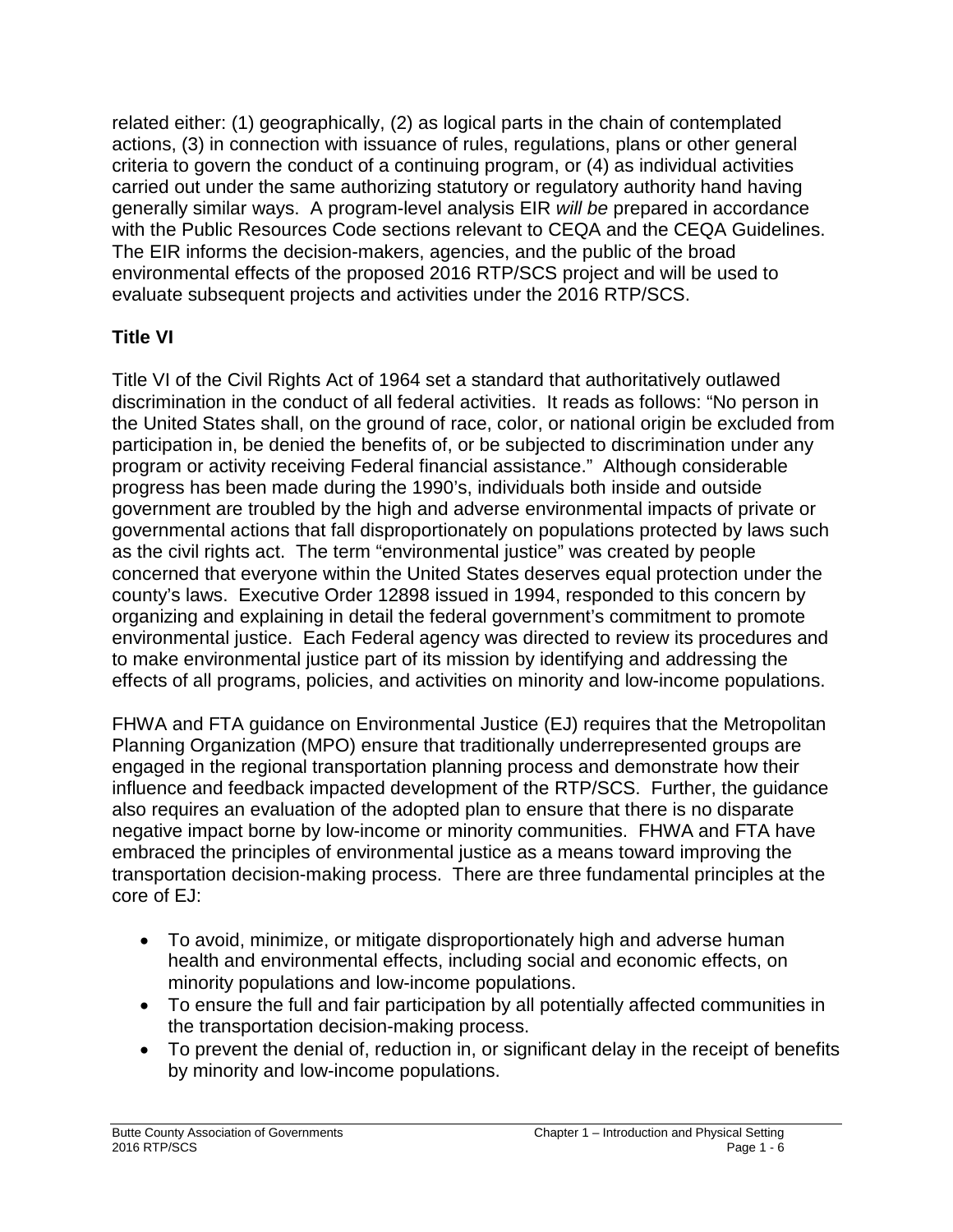related either: (1) geographically, (2) as logical parts in the chain of contemplated actions, (3) in connection with issuance of rules, regulations, plans or other general criteria to govern the conduct of a continuing program, or (4) as individual activities carried out under the same authorizing statutory or regulatory authority hand having generally similar ways. A program-level analysis EIR *will be* prepared in accordance with the Public Resources Code sections relevant to CEQA and the CEQA Guidelines. The EIR informs the decision-makers, agencies, and the public of the broad environmental effects of the proposed 2016 RTP/SCS project and will be used to evaluate subsequent projects and activities under the 2016 RTP/SCS.

## Title VI

Title VI of the Civil Rights Act of 1964 set a standard that authoritatively outlawed discrimination in the conduct of all federal activities. It reads as follows: "No person in the United States shall, on the ground of race, color, or national origin be excluded from participation in, be denied the benefits of, or be subjected to discrimination under any program or activity receiving Federal financial assistance." Although considerable progress has been made during the 1990's, individuals both inside and outside government are troubled by the high and adverse environmental impacts of private or governmental actions that fall disproportionately on populations protected by laws such as the civil rights act. The term "environmental justice" was created by people concerned that everyone within the United States deserves equal protection under the county's laws. Executive Order 12898 issued in 1994, responded to this concern by organizing and explaining in detail the federal government's commitment to promote environmental justice. Each Federal agency was directed to review its procedures and to make environmental justice part of its mission by identifying and addressing the effects of all programs, policies, and activities on minority and low-income populations.

FHWA and FTA guidance on Environmental Justice (EJ) requires that the Metropolitan Planning Organization (MPO) ensure that traditionally underrepresented groups are engaged in the regional transportation planning process and demonstrate how their influence and feedback impacted development of the RTP/SCS. Further, the guidance also requires an evaluation of the adopted plan to ensure that there is no disparate negative impact borne by low-income or minority communities. FHWA and FTA have embraced the principles of environmental justice as a means toward improving the transportation decision-making process. There are three fundamental principles at the core of EJ:

- To avoid, minimize, or mitigate disproportionately high and adverse human health and environmental effects, including social and economic effects, on minority populations and low-income populations.
- To ensure the full and fair participation by all potentially affected communities in the transportation decision-making process.
- To prevent the denial of, reduction in, or significant delay in the receipt of benefits by minority and low-income populations.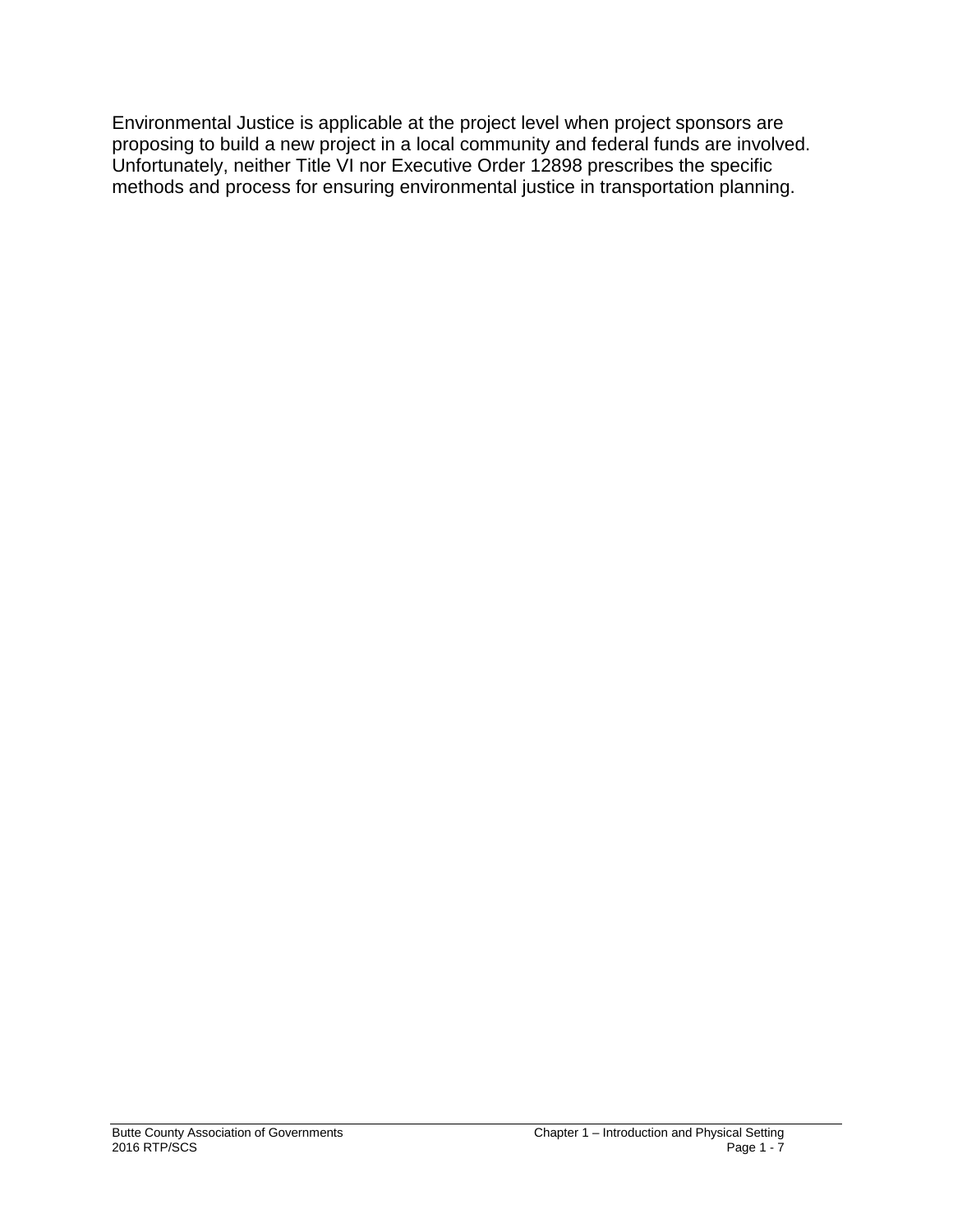Environmental Justice is applicable at the project level when project sponsors are proposing to build a new project in a local community and federal funds are involved. Unfortunately, neither Title VI nor Executive Order 12898 prescribes the specific methods and process for ensuring environmental justice in transportation planning.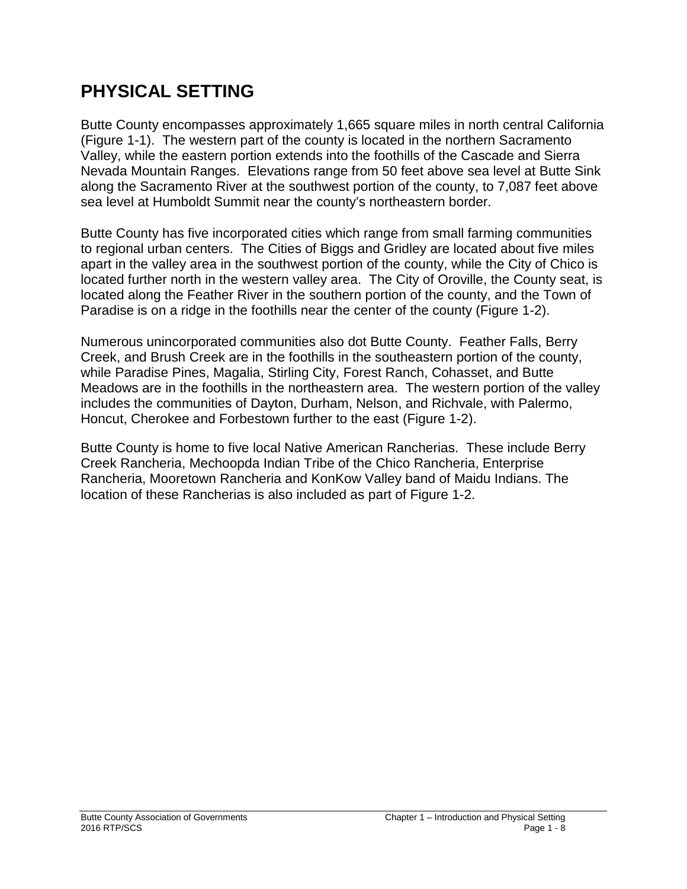# PHYSICAL SETTING

Butte County encompasses approximately 1,665 square miles in north central California (Figure 1-1). The western part of the county is located in the northern Sacramento Valley, while the eastern portion extends into the foothills of the Cascade and Sierra Nevada Mountain Ranges. Elevations range from 50 feet above sea level at Butte Sink along the Sacramento River at the southwest portion of the county, to 7,087 feet above sea level at Humboldt Summit near the county's northeastern border.

Butte County has five incorporated cities which range from small farming communities to regional urban centers. The Cities of Biggs and Gridley are located about five miles apart in the valley area in the southwest portion of the county, while the City of Chico is located further north in the western valley area. The City of Oroville, the County seat, is located along the Feather River in the southern portion of the county, and the Town of Paradise is on a ridge in the foothills near the center of the county (Figure 1-2).

Numerous unincorporated communities also dot Butte County. Feather Falls, Berry Creek, and Brush Creek are in the foothills in the southeastern portion of the county, while Paradise Pines, Magalia, Stirling City, Forest Ranch, Cohasset, and Butte Meadows are in the foothills in the northeastern area. The western portion of the valley includes the communities of Dayton, Durham, Nelson, and Richvale, with Palermo, Honcut, Cherokee and Forbestown further to the east (Figure 1-2).

Butte County is home to five local Native American Rancherias. These include Berry Creek Rancheria, Mechoopda Indian Tribe of the Chico Rancheria, Enterprise Rancheria, Mooretown Rancheria and KonKow Valley band of Maidu Indians. The location of these Rancherias is also included as part of Figure 1-2.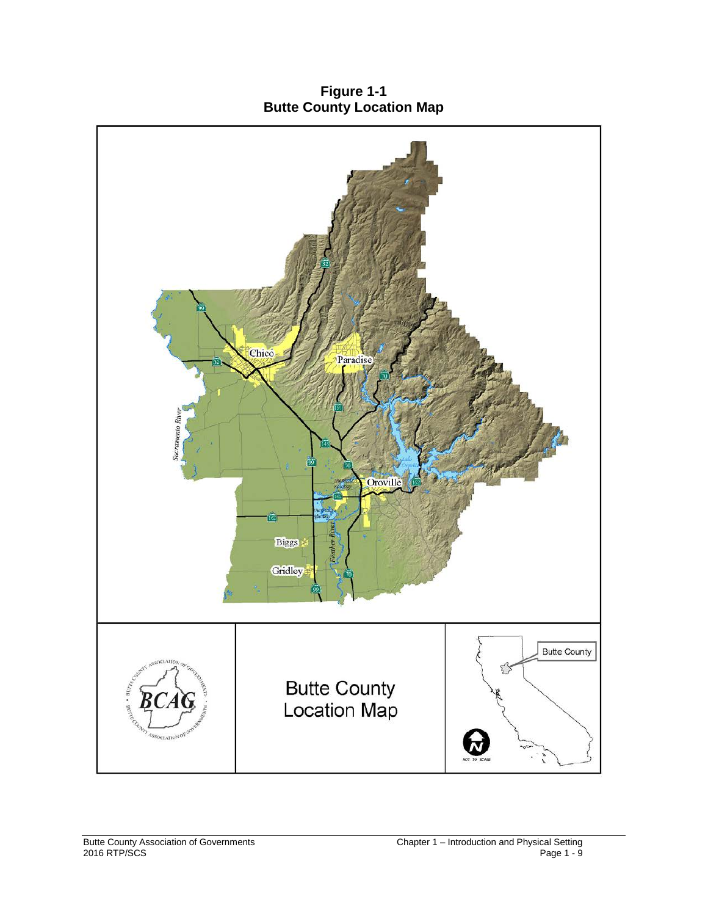**Figure 1-1**
**Butte County Location Map**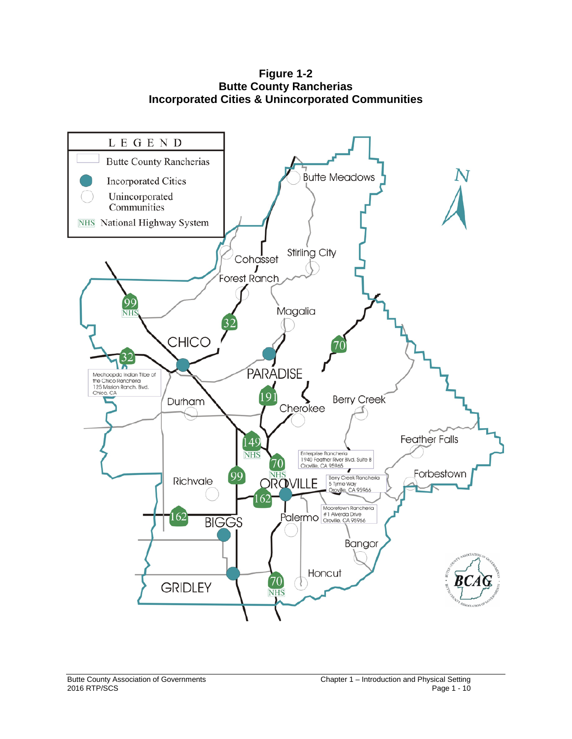**Figure 1-2**
**Butte County Rancherias**
**Incorporated Cities & Unincorporated Communities**

LEGEND

Butte County Rancherias

Incorporated Cities

Unincorporated Communities

NHS National Highway System

N

Butte Meadows

Cohasset

Stirling City

Forest Ranch

Magalia

99 NHS

32

CHICO

70

32

PARADISE

Mechoopda Indian Tribe of the Chico Rancheria
125 Mission Ranch. Blvd.
Chico, CA

191

Durham

Cherokee

Berry Creek

149 NHS

Feather Falls

Enterprise Rancheria
1940 Feather River Blvd. Suite B
Oroville, CA 95965

70 NHS

99

Berry Creek Rancheria
5 Tyme Way
Oroville, CA 95966

Forbestown

Richvale

OROVILLE

162

Mooretown Rancheria
#1 Alverda Drive
Oroville, CA 95966

162

Palermo

BIGGS

Bangor

Honcut

70 NHS

GRIDLEY

BCAG